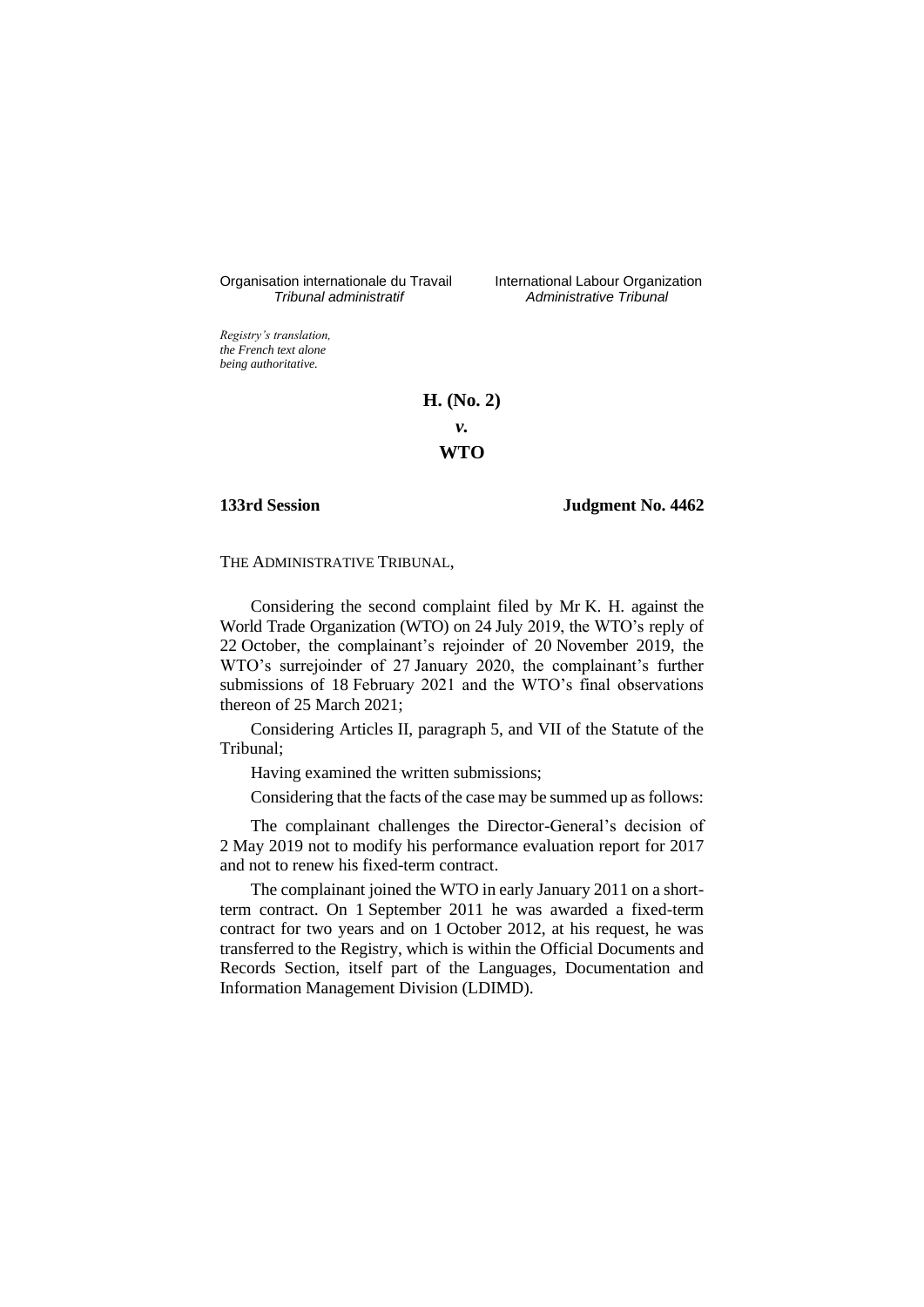Organisation internationale du Travail
*Tribunal administratif*

International Labour Organization
*Administrative Tribunal*

*Registry's translation, the French text alone being authoritative.*

**H. (No. 2)**

***v.***

**WTO**

**133rd Session**

**Judgment No. 4462**

THE ADMINISTRATIVE TRIBUNAL,

Considering the second complaint filed by Mr K. H. against the World Trade Organization (WTO) on 24 July 2019, the WTO's reply of 22 October, the complainant's rejoinder of 20 November 2019, the WTO's surrejoinder of 27 January 2020, the complainant's further submissions of 18 February 2021 and the WTO's final observations thereon of 25 March 2021;

Considering Articles II, paragraph 5, and VII of the Statute of the Tribunal;

Having examined the written submissions;

Considering that the facts of the case may be summed up as follows:

The complainant challenges the Director-General's decision of 2 May 2019 not to modify his performance evaluation report for 2017 and not to renew his fixed-term contract.

The complainant joined the WTO in early January 2011 on a short-term contract. On 1 September 2011 he was awarded a fixed-term contract for two years and on 1 October 2012, at his request, he was transferred to the Registry, which is within the Official Documents and Records Section, itself part of the Languages, Documentation and Information Management Division (LDIMD).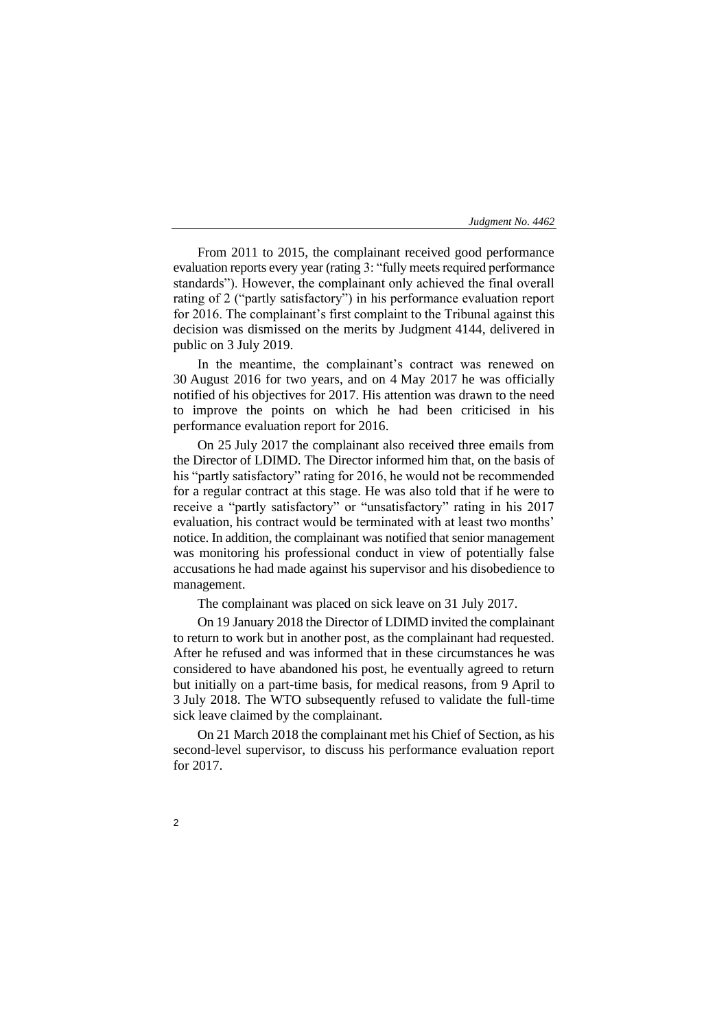From 2011 to 2015, the complainant received good performance evaluation reports every year (rating 3: "fully meets required performance standards"). However, the complainant only achieved the final overall rating of 2 ("partly satisfactory") in his performance evaluation report for 2016. The complainant's first complaint to the Tribunal against this decision was dismissed on the merits by Judgment 4144, delivered in public on 3 July 2019.

In the meantime, the complainant's contract was renewed on 30 August 2016 for two years, and on 4 May 2017 he was officially notified of his objectives for 2017. His attention was drawn to the need to improve the points on which he had been criticised in his performance evaluation report for 2016.

On 25 July 2017 the complainant also received three emails from the Director of LDIMD. The Director informed him that, on the basis of his "partly satisfactory" rating for 2016, he would not be recommended for a regular contract at this stage. He was also told that if he were to receive a "partly satisfactory" or "unsatisfactory" rating in his 2017 evaluation, his contract would be terminated with at least two months' notice. In addition, the complainant was notified that senior management was monitoring his professional conduct in view of potentially false accusations he had made against his supervisor and his disobedience to management.

The complainant was placed on sick leave on 31 July 2017.

On 19 January 2018 the Director of LDIMD invited the complainant to return to work but in another post, as the complainant had requested. After he refused and was informed that in these circumstances he was considered to have abandoned his post, he eventually agreed to return but initially on a part-time basis, for medical reasons, from 9 April to 3 July 2018. The WTO subsequently refused to validate the full-time sick leave claimed by the complainant.

On 21 March 2018 the complainant met his Chief of Section, as his second-level supervisor, to discuss his performance evaluation report for 2017.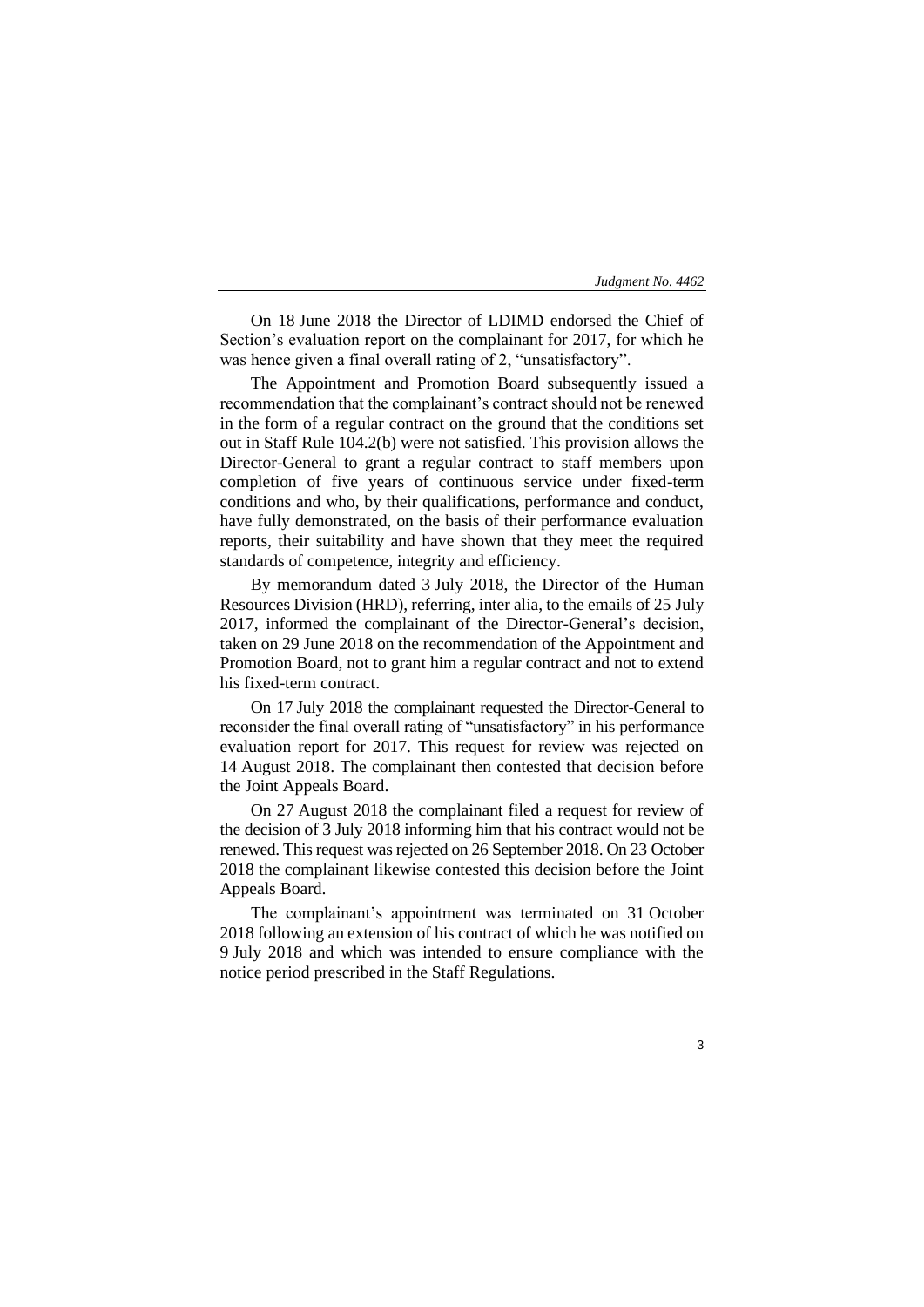On 18 June 2018 the Director of LDIMD endorsed the Chief of Section's evaluation report on the complainant for 2017, for which he was hence given a final overall rating of 2, "unsatisfactory".

The Appointment and Promotion Board subsequently issued a recommendation that the complainant's contract should not be renewed in the form of a regular contract on the ground that the conditions set out in Staff Rule 104.2(b) were not satisfied. This provision allows the Director-General to grant a regular contract to staff members upon completion of five years of continuous service under fixed-term conditions and who, by their qualifications, performance and conduct, have fully demonstrated, on the basis of their performance evaluation reports, their suitability and have shown that they meet the required standards of competence, integrity and efficiency.

By memorandum dated 3 July 2018, the Director of the Human Resources Division (HRD), referring, inter alia, to the emails of 25 July 2017, informed the complainant of the Director-General's decision, taken on 29 June 2018 on the recommendation of the Appointment and Promotion Board, not to grant him a regular contract and not to extend his fixed-term contract.

On 17 July 2018 the complainant requested the Director-General to reconsider the final overall rating of "unsatisfactory" in his performance evaluation report for 2017. This request for review was rejected on 14 August 2018. The complainant then contested that decision before the Joint Appeals Board.

On 27 August 2018 the complainant filed a request for review of the decision of 3 July 2018 informing him that his contract would not be renewed. This request was rejected on 26 September 2018. On 23 October 2018 the complainant likewise contested this decision before the Joint Appeals Board.

The complainant's appointment was terminated on 31 October 2018 following an extension of his contract of which he was notified on 9 July 2018 and which was intended to ensure compliance with the notice period prescribed in the Staff Regulations.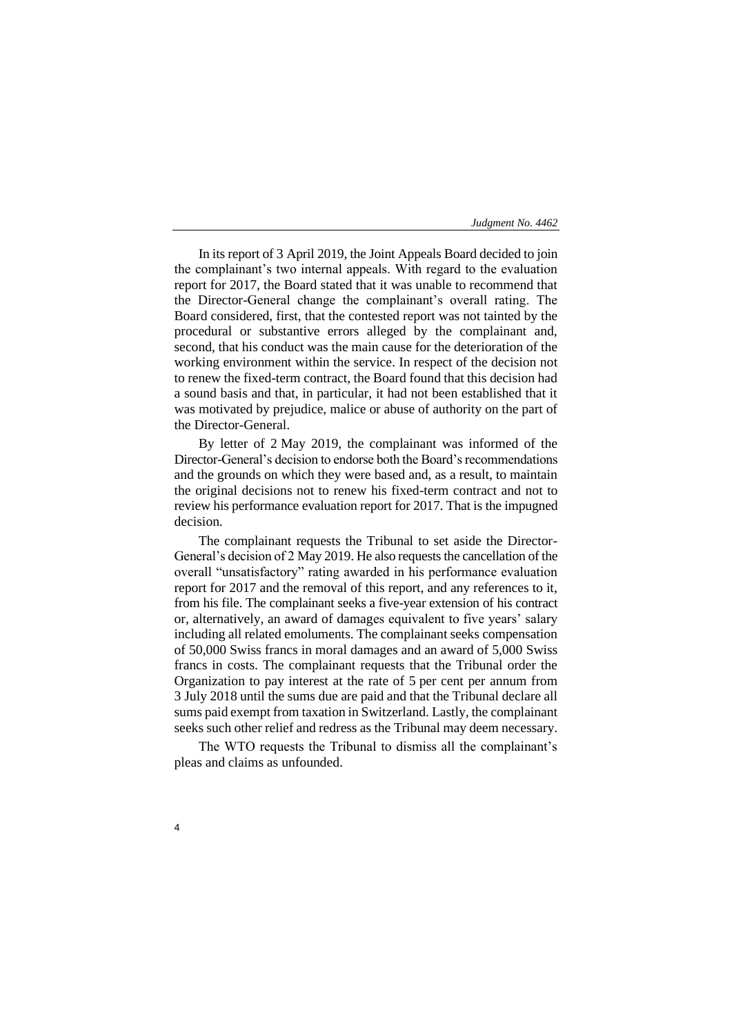In its report of 3 April 2019, the Joint Appeals Board decided to join the complainant's two internal appeals. With regard to the evaluation report for 2017, the Board stated that it was unable to recommend that the Director-General change the complainant's overall rating. The Board considered, first, that the contested report was not tainted by the procedural or substantive errors alleged by the complainant and, second, that his conduct was the main cause for the deterioration of the working environment within the service. In respect of the decision not to renew the fixed-term contract, the Board found that this decision had a sound basis and that, in particular, it had not been established that it was motivated by prejudice, malice or abuse of authority on the part of the Director-General.

By letter of 2 May 2019, the complainant was informed of the Director-General's decision to endorse both the Board's recommendations and the grounds on which they were based and, as a result, to maintain the original decisions not to renew his fixed-term contract and not to review his performance evaluation report for 2017. That is the impugned decision.

The complainant requests the Tribunal to set aside the Director-General's decision of 2 May 2019. He also requests the cancellation of the overall "unsatisfactory" rating awarded in his performance evaluation report for 2017 and the removal of this report, and any references to it, from his file. The complainant seeks a five-year extension of his contract or, alternatively, an award of damages equivalent to five years' salary including all related emoluments. The complainant seeks compensation of 50,000 Swiss francs in moral damages and an award of 5,000 Swiss francs in costs. The complainant requests that the Tribunal order the Organization to pay interest at the rate of 5 per cent per annum from 3 July 2018 until the sums due are paid and that the Tribunal declare all sums paid exempt from taxation in Switzerland. Lastly, the complainant seeks such other relief and redress as the Tribunal may deem necessary.

The WTO requests the Tribunal to dismiss all the complainant's pleas and claims as unfounded.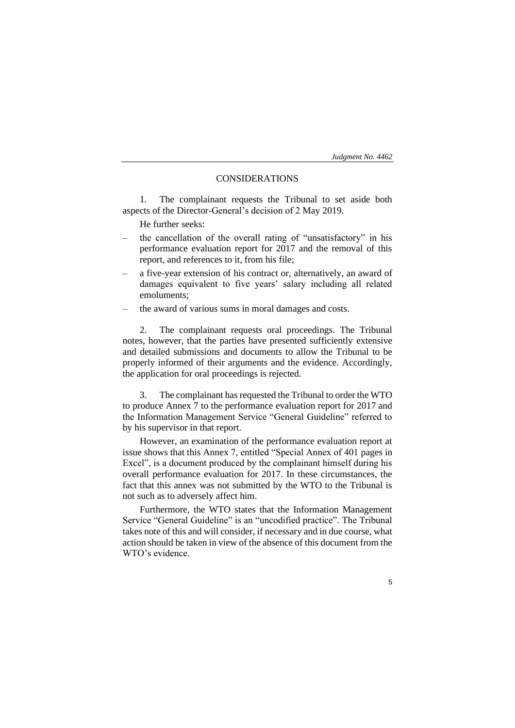## CONSIDERATIONS

1. The complainant requests the Tribunal to set aside both aspects of the Director-General's decision of 2 May 2019.

He further seeks:

– the cancellation of the overall rating of "unsatisfactory" in his performance evaluation report for 2017 and the removal of this report, and references to it, from his file;
– a five-year extension of his contract or, alternatively, an award of damages equivalent to five years' salary including all related emoluments;
– the award of various sums in moral damages and costs.

2. The complainant requests oral proceedings. The Tribunal notes, however, that the parties have presented sufficiently extensive and detailed submissions and documents to allow the Tribunal to be properly informed of their arguments and the evidence. Accordingly, the application for oral proceedings is rejected.

3. The complainant has requested the Tribunal to order the WTO to produce Annex 7 to the performance evaluation report for 2017 and the Information Management Service "General Guideline" referred to by his supervisor in that report.

However, an examination of the performance evaluation report at issue shows that this Annex 7, entitled "Special Annex of 401 pages in Excel", is a document produced by the complainant himself during his overall performance evaluation for 2017. In these circumstances, the fact that this annex was not submitted by the WTO to the Tribunal is not such as to adversely affect him.

Furthermore, the WTO states that the Information Management Service "General Guideline" is an "uncodified practice". The Tribunal takes note of this and will consider, if necessary and in due course, what action should be taken in view of the absence of this document from the WTO's evidence.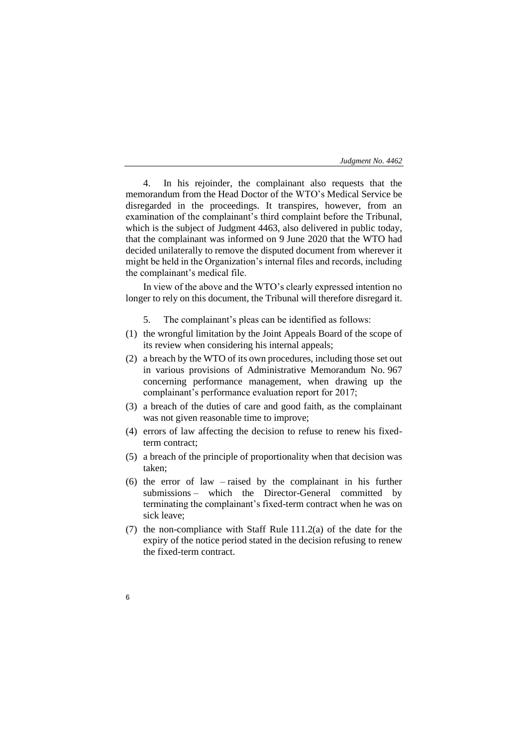4. In his rejoinder, the complainant also requests that the memorandum from the Head Doctor of the WTO's Medical Service be disregarded in the proceedings. It transpires, however, from an examination of the complainant's third complaint before the Tribunal, which is the subject of Judgment 4463, also delivered in public today, that the complainant was informed on 9 June 2020 that the WTO had decided unilaterally to remove the disputed document from wherever it might be held in the Organization's internal files and records, including the complainant's medical file.

In view of the above and the WTO's clearly expressed intention no longer to rely on this document, the Tribunal will therefore disregard it.

5. The complainant's pleas can be identified as follows:

(1) the wrongful limitation by the Joint Appeals Board of the scope of its review when considering his internal appeals;

(2) a breach by the WTO of its own procedures, including those set out in various provisions of Administrative Memorandum No. 967 concerning performance management, when drawing up the complainant's performance evaluation report for 2017;

(3) a breach of the duties of care and good faith, as the complainant was not given reasonable time to improve;

(4) errors of law affecting the decision to refuse to renew his fixed-term contract;

(5) a breach of the principle of proportionality when that decision was taken;

(6) the error of law – raised by the complainant in his further submissions – which the Director-General committed by terminating the complainant's fixed-term contract when he was on sick leave;

(7) the non-compliance with Staff Rule 111.2(a) of the date for the expiry of the notice period stated in the decision refusing to renew the fixed-term contract.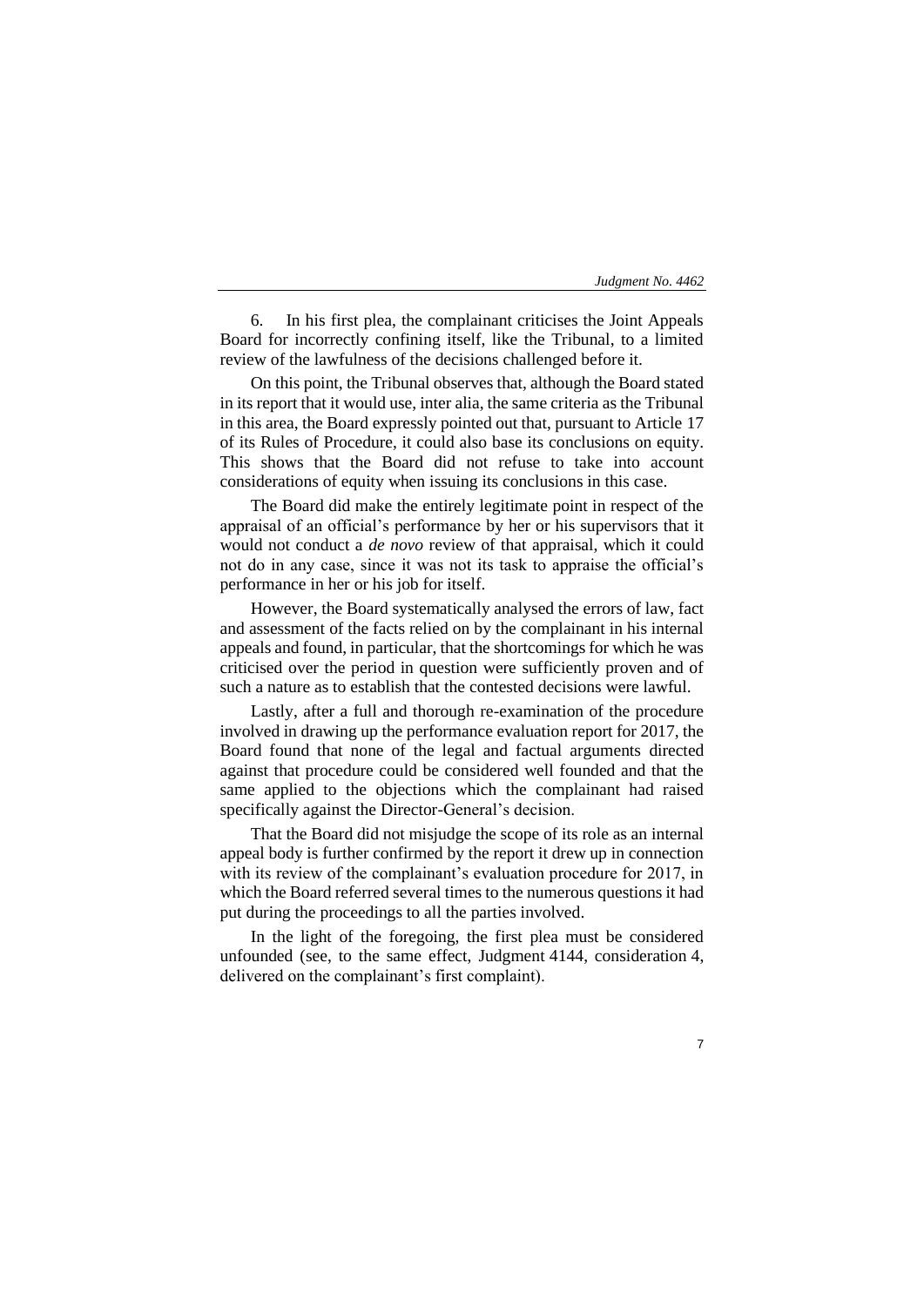6. In his first plea, the complainant criticises the Joint Appeals Board for incorrectly confining itself, like the Tribunal, to a limited review of the lawfulness of the decisions challenged before it.

On this point, the Tribunal observes that, although the Board stated in its report that it would use, inter alia, the same criteria as the Tribunal in this area, the Board expressly pointed out that, pursuant to Article 17 of its Rules of Procedure, it could also base its conclusions on equity. This shows that the Board did not refuse to take into account considerations of equity when issuing its conclusions in this case.

The Board did make the entirely legitimate point in respect of the appraisal of an official's performance by her or his supervisors that it would not conduct a *de novo* review of that appraisal, which it could not do in any case, since it was not its task to appraise the official's performance in her or his job for itself.

However, the Board systematically analysed the errors of law, fact and assessment of the facts relied on by the complainant in his internal appeals and found, in particular, that the shortcomings for which he was criticised over the period in question were sufficiently proven and of such a nature as to establish that the contested decisions were lawful.

Lastly, after a full and thorough re-examination of the procedure involved in drawing up the performance evaluation report for 2017, the Board found that none of the legal and factual arguments directed against that procedure could be considered well founded and that the same applied to the objections which the complainant had raised specifically against the Director-General's decision.

That the Board did not misjudge the scope of its role as an internal appeal body is further confirmed by the report it drew up in connection with its review of the complainant's evaluation procedure for 2017, in which the Board referred several times to the numerous questions it had put during the proceedings to all the parties involved.

In the light of the foregoing, the first plea must be considered unfounded (see, to the same effect, Judgment 4144, consideration 4, delivered on the complainant's first complaint).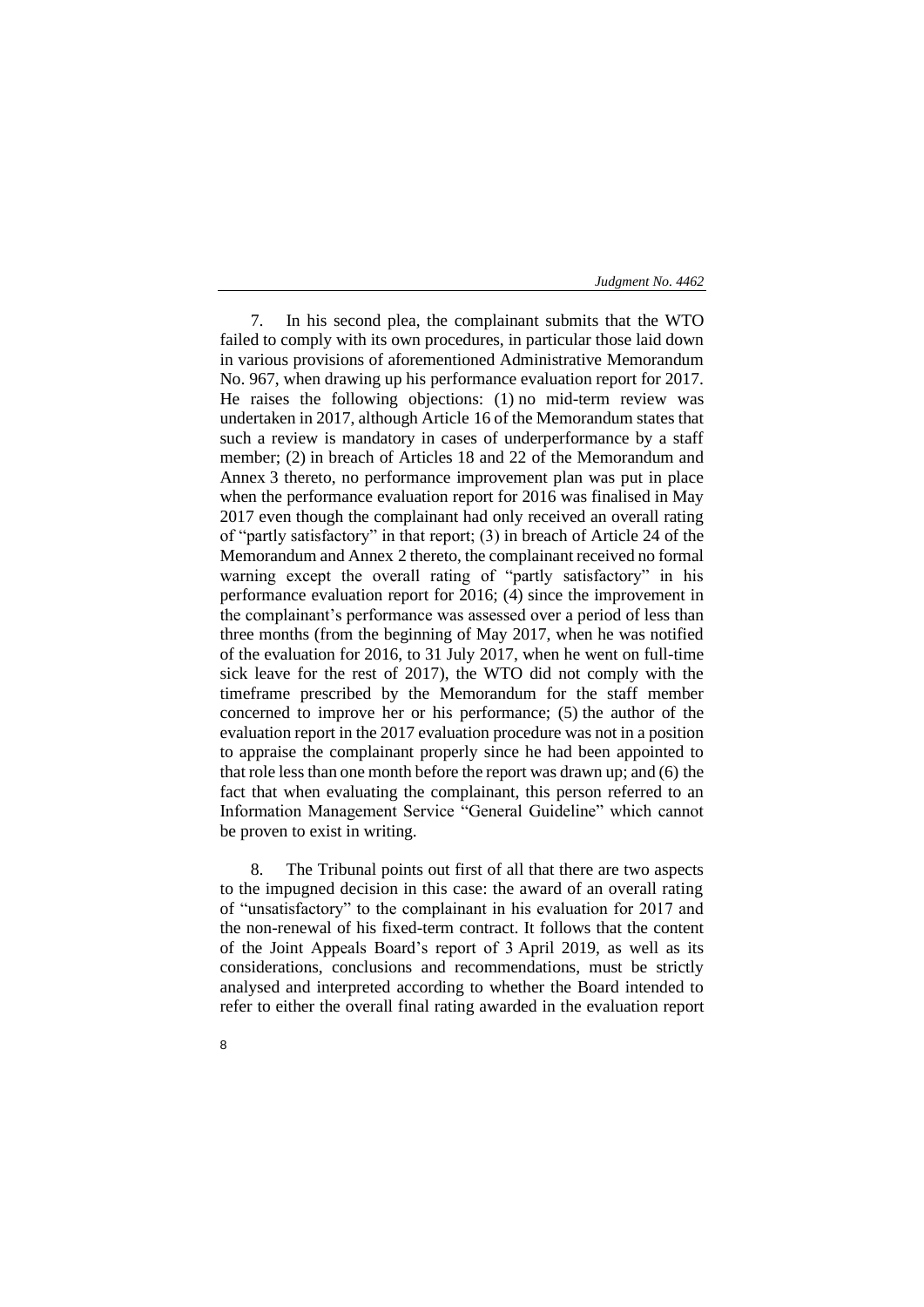7. In his second plea, the complainant submits that the WTO failed to comply with its own procedures, in particular those laid down in various provisions of aforementioned Administrative Memorandum No. 967, when drawing up his performance evaluation report for 2017. He raises the following objections: (1) no mid-term review was undertaken in 2017, although Article 16 of the Memorandum states that such a review is mandatory in cases of underperformance by a staff member; (2) in breach of Articles 18 and 22 of the Memorandum and Annex 3 thereto, no performance improvement plan was put in place when the performance evaluation report for 2016 was finalised in May 2017 even though the complainant had only received an overall rating of "partly satisfactory" in that report; (3) in breach of Article 24 of the Memorandum and Annex 2 thereto, the complainant received no formal warning except the overall rating of "partly satisfactory" in his performance evaluation report for 2016; (4) since the improvement in the complainant's performance was assessed over a period of less than three months (from the beginning of May 2017, when he was notified of the evaluation for 2016, to 31 July 2017, when he went on full-time sick leave for the rest of 2017), the WTO did not comply with the timeframe prescribed by the Memorandum for the staff member concerned to improve her or his performance; (5) the author of the evaluation report in the 2017 evaluation procedure was not in a position to appraise the complainant properly since he had been appointed to that role less than one month before the report was drawn up; and (6) the fact that when evaluating the complainant, this person referred to an Information Management Service "General Guideline" which cannot be proven to exist in writing.

8. The Tribunal points out first of all that there are two aspects to the impugned decision in this case: the award of an overall rating of "unsatisfactory" to the complainant in his evaluation for 2017 and the non-renewal of his fixed-term contract. It follows that the content of the Joint Appeals Board's report of 3 April 2019, as well as its considerations, conclusions and recommendations, must be strictly analysed and interpreted according to whether the Board intended to refer to either the overall final rating awarded in the evaluation report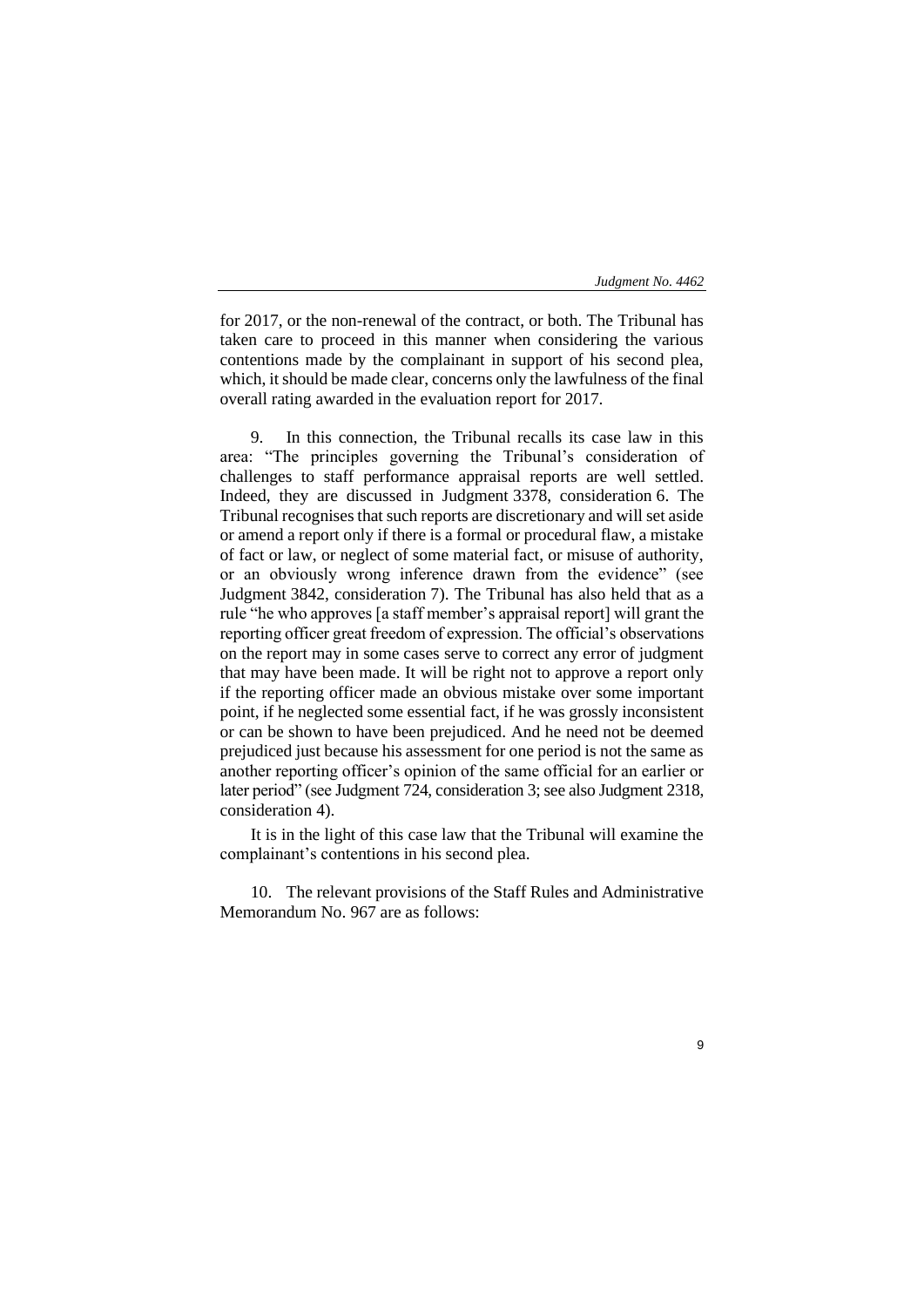for 2017, or the non-renewal of the contract, or both. The Tribunal has taken care to proceed in this manner when considering the various contentions made by the complainant in support of his second plea, which, it should be made clear, concerns only the lawfulness of the final overall rating awarded in the evaluation report for 2017.

9. In this connection, the Tribunal recalls its case law in this area: "The principles governing the Tribunal's consideration of challenges to staff performance appraisal reports are well settled. Indeed, they are discussed in Judgment 3378, consideration 6. The Tribunal recognises that such reports are discretionary and will set aside or amend a report only if there is a formal or procedural flaw, a mistake of fact or law, or neglect of some material fact, or misuse of authority, or an obviously wrong inference drawn from the evidence" (see Judgment 3842, consideration 7). The Tribunal has also held that as a rule "he who approves [a staff member's appraisal report] will grant the reporting officer great freedom of expression. The official's observations on the report may in some cases serve to correct any error of judgment that may have been made. It will be right not to approve a report only if the reporting officer made an obvious mistake over some important point, if he neglected some essential fact, if he was grossly inconsistent or can be shown to have been prejudiced. And he need not be deemed prejudiced just because his assessment for one period is not the same as another reporting officer's opinion of the same official for an earlier or later period" (see Judgment 724, consideration 3; see also Judgment 2318, consideration 4).

It is in the light of this case law that the Tribunal will examine the complainant's contentions in his second plea.

10. The relevant provisions of the Staff Rules and Administrative Memorandum No. 967 are as follows: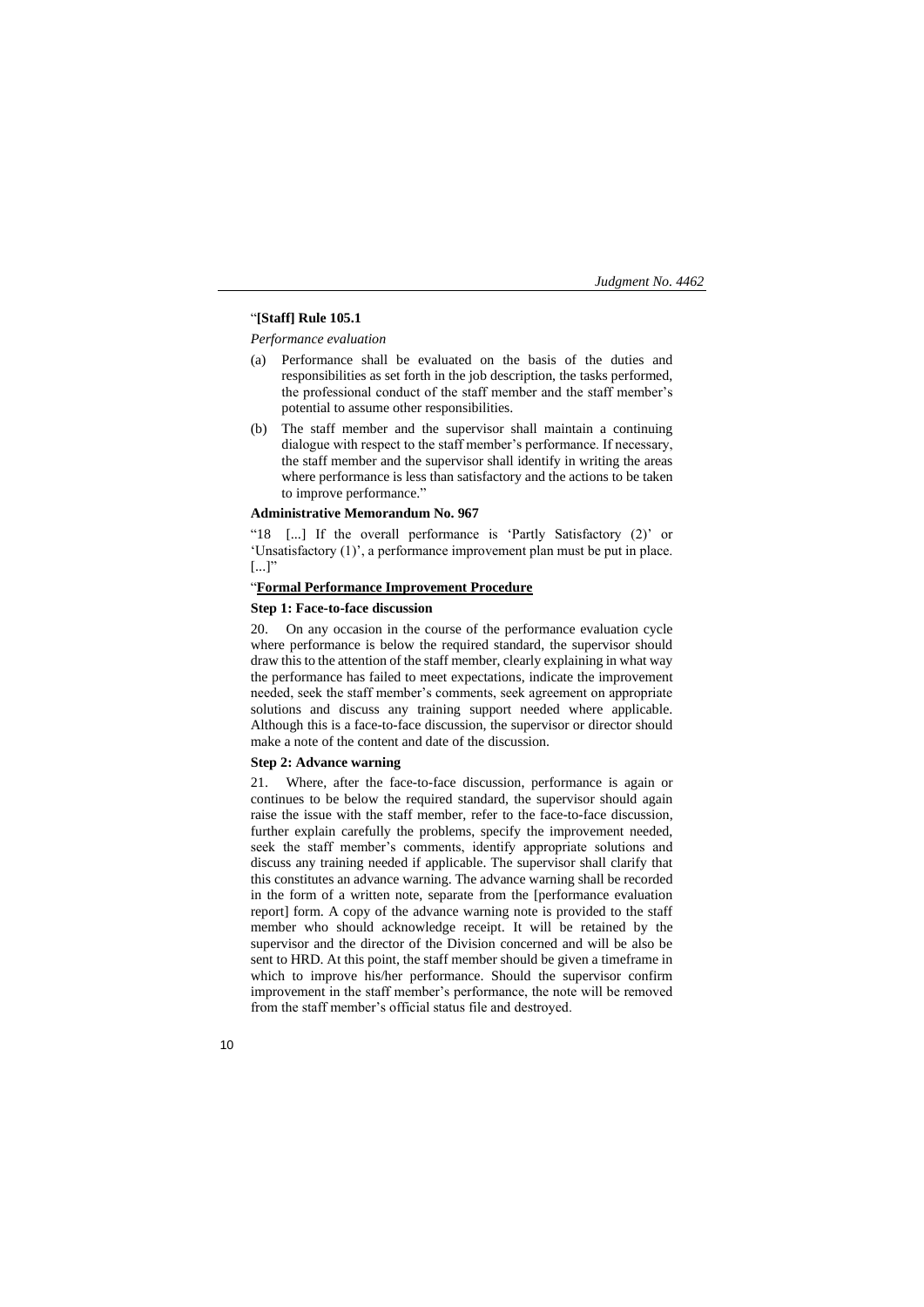"**[Staff] Rule 105.1**

*Performance evaluation*

(a) Performance shall be evaluated on the basis of the duties and responsibilities as set forth in the job description, the tasks performed, the professional conduct of the staff member and the staff member's potential to assume other responsibilities.

(b) The staff member and the supervisor shall maintain a continuing dialogue with respect to the staff member's performance. If necessary, the staff member and the supervisor shall identify in writing the areas where performance is less than satisfactory and the actions to be taken to improve performance."

**Administrative Memorandum No. 967**

"18 [...] If the overall performance is 'Partly Satisfactory (2)' or 'Unsatisfactory (1)', a performance improvement plan must be put in place. [...]"

"**Formal Performance Improvement Procedure**

**Step 1: Face-to-face discussion**

20. On any occasion in the course of the performance evaluation cycle where performance is below the required standard, the supervisor should draw this to the attention of the staff member, clearly explaining in what way the performance has failed to meet expectations, indicate the improvement needed, seek the staff member's comments, seek agreement on appropriate solutions and discuss any training support needed where applicable. Although this is a face-to-face discussion, the supervisor or director should make a note of the content and date of the discussion.

**Step 2: Advance warning**

21. Where, after the face-to-face discussion, performance is again or continues to be below the required standard, the supervisor should again raise the issue with the staff member, refer to the face-to-face discussion, further explain carefully the problems, specify the improvement needed, seek the staff member's comments, identify appropriate solutions and discuss any training needed if applicable. The supervisor shall clarify that this constitutes an advance warning. The advance warning shall be recorded in the form of a written note, separate from the [performance evaluation report] form. A copy of the advance warning note is provided to the staff member who should acknowledge receipt. It will be retained by the supervisor and the director of the Division concerned and will be also be sent to HRD. At this point, the staff member should be given a timeframe in which to improve his/her performance. Should the supervisor confirm improvement in the staff member's performance, the note will be removed from the staff member's official status file and destroyed.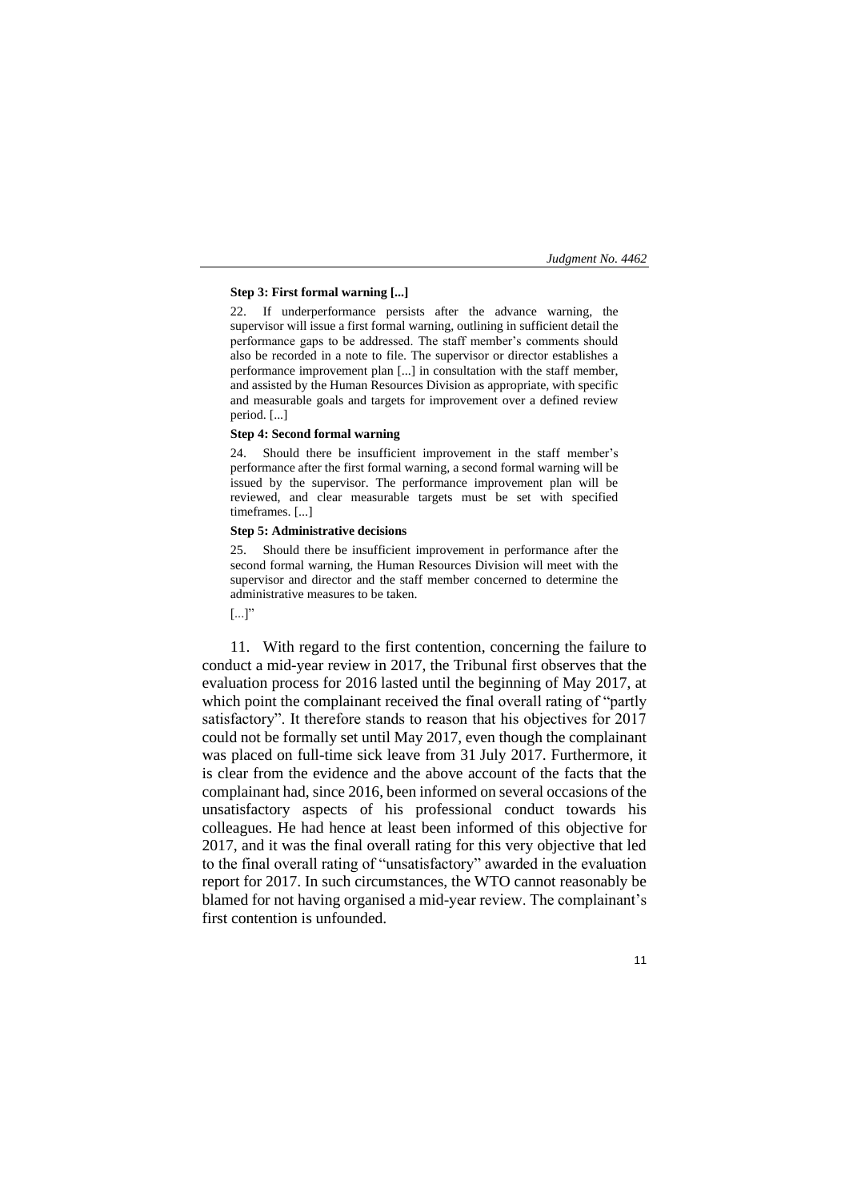**Step 3: First formal warning [...]**

22. If underperformance persists after the advance warning, the supervisor will issue a first formal warning, outlining in sufficient detail the performance gaps to be addressed. The staff member's comments should also be recorded in a note to file. The supervisor or director establishes a performance improvement plan [...] in consultation with the staff member, and assisted by the Human Resources Division as appropriate, with specific and measurable goals and targets for improvement over a defined review period. [...]

**Step 4: Second formal warning**

24. Should there be insufficient improvement in the staff member's performance after the first formal warning, a second formal warning will be issued by the supervisor. The performance improvement plan will be reviewed, and clear measurable targets must be set with specified timeframes. [...]

**Step 5: Administrative decisions**

25. Should there be insufficient improvement in performance after the second formal warning, the Human Resources Division will meet with the supervisor and director and the staff member concerned to determine the administrative measures to be taken.

[...]"

11. With regard to the first contention, concerning the failure to conduct a mid-year review in 2017, the Tribunal first observes that the evaluation process for 2016 lasted until the beginning of May 2017, at which point the complainant received the final overall rating of "partly satisfactory". It therefore stands to reason that his objectives for 2017 could not be formally set until May 2017, even though the complainant was placed on full-time sick leave from 31 July 2017. Furthermore, it is clear from the evidence and the above account of the facts that the complainant had, since 2016, been informed on several occasions of the unsatisfactory aspects of his professional conduct towards his colleagues. He had hence at least been informed of this objective for 2017, and it was the final overall rating for this very objective that led to the final overall rating of "unsatisfactory" awarded in the evaluation report for 2017. In such circumstances, the WTO cannot reasonably be blamed for not having organised a mid-year review. The complainant's first contention is unfounded.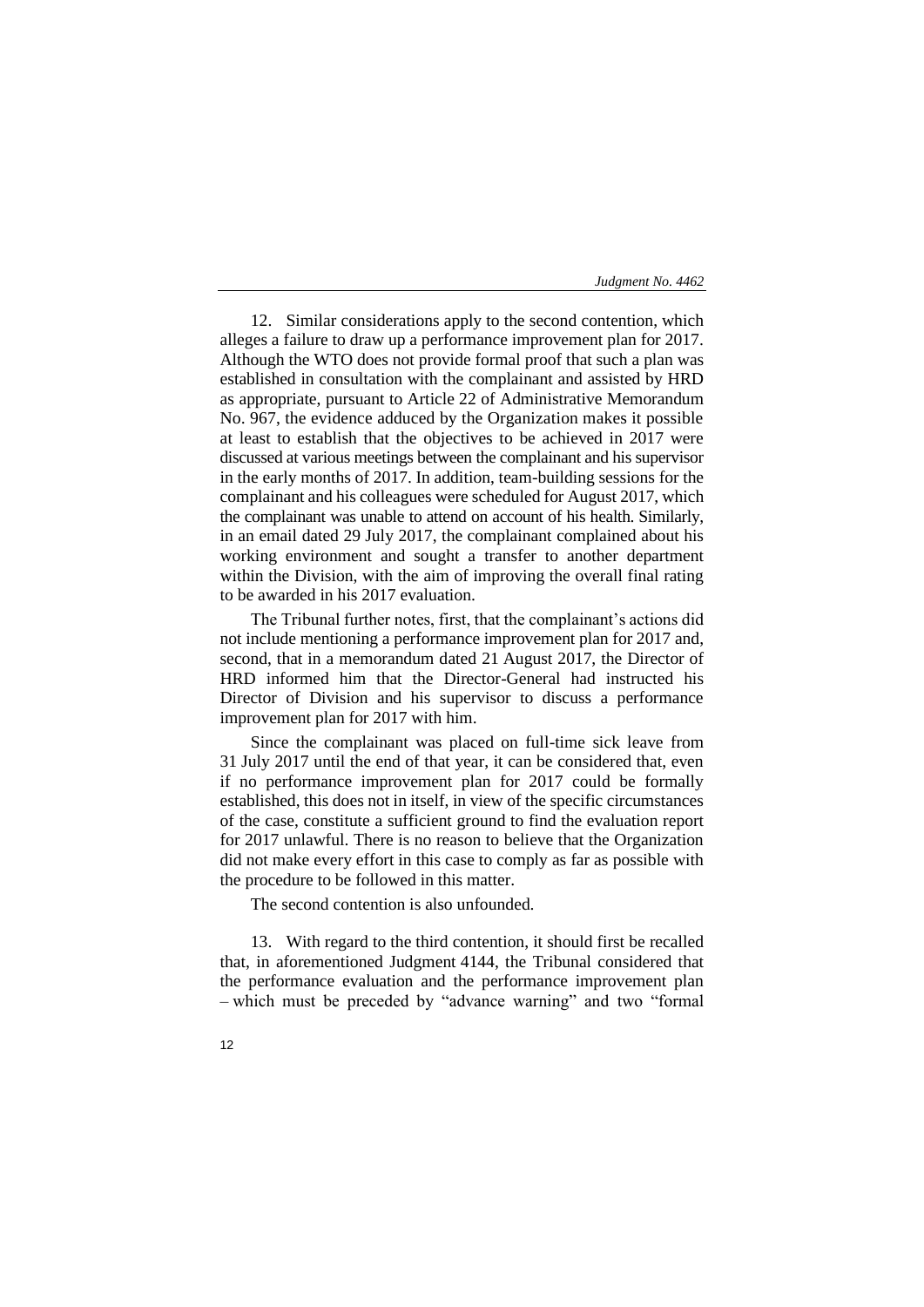12. Similar considerations apply to the second contention, which alleges a failure to draw up a performance improvement plan for 2017. Although the WTO does not provide formal proof that such a plan was established in consultation with the complainant and assisted by HRD as appropriate, pursuant to Article 22 of Administrative Memorandum No. 967, the evidence adduced by the Organization makes it possible at least to establish that the objectives to be achieved in 2017 were discussed at various meetings between the complainant and his supervisor in the early months of 2017. In addition, team-building sessions for the complainant and his colleagues were scheduled for August 2017, which the complainant was unable to attend on account of his health. Similarly, in an email dated 29 July 2017, the complainant complained about his working environment and sought a transfer to another department within the Division, with the aim of improving the overall final rating to be awarded in his 2017 evaluation.

The Tribunal further notes, first, that the complainant's actions did not include mentioning a performance improvement plan for 2017 and, second, that in a memorandum dated 21 August 2017, the Director of HRD informed him that the Director-General had instructed his Director of Division and his supervisor to discuss a performance improvement plan for 2017 with him.

Since the complainant was placed on full-time sick leave from 31 July 2017 until the end of that year, it can be considered that, even if no performance improvement plan for 2017 could be formally established, this does not in itself, in view of the specific circumstances of the case, constitute a sufficient ground to find the evaluation report for 2017 unlawful. There is no reason to believe that the Organization did not make every effort in this case to comply as far as possible with the procedure to be followed in this matter.

The second contention is also unfounded.

13. With regard to the third contention, it should first be recalled that, in aforementioned Judgment 4144, the Tribunal considered that the performance evaluation and the performance improvement plan – which must be preceded by "advance warning" and two "formal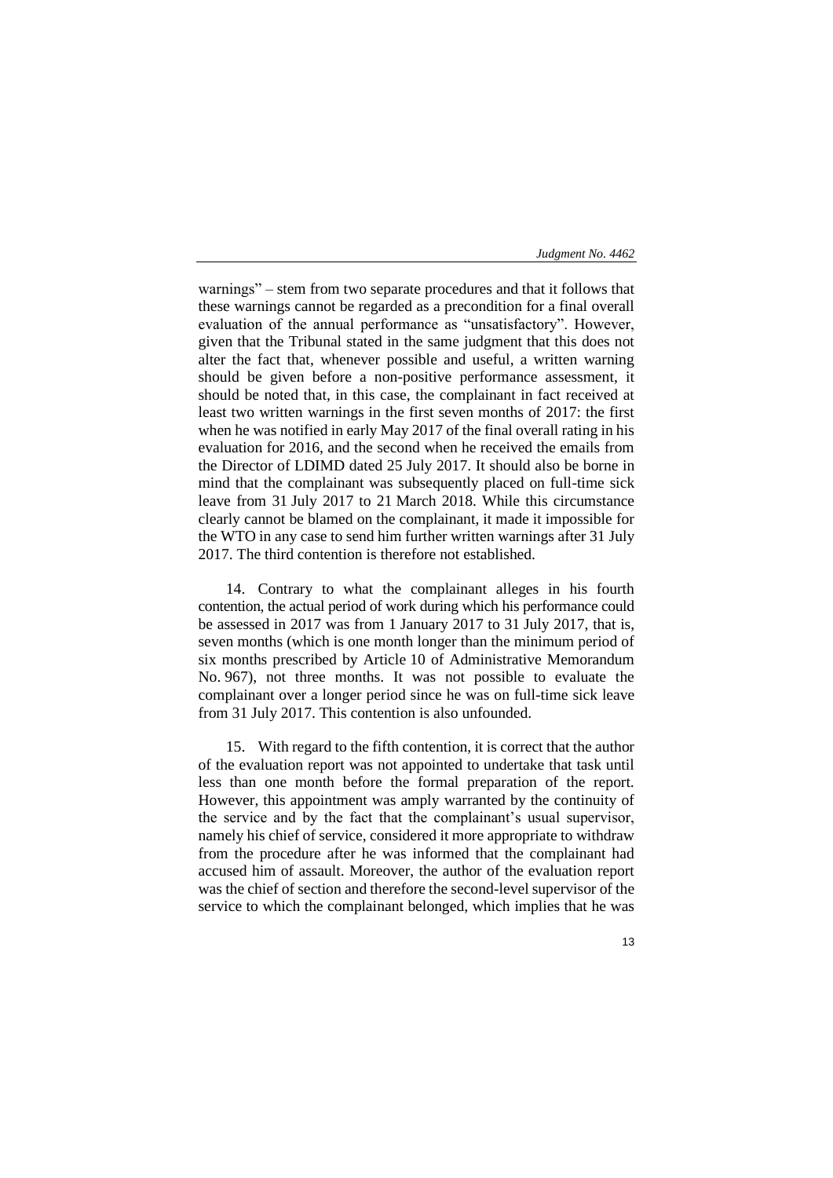warnings" – stem from two separate procedures and that it follows that these warnings cannot be regarded as a precondition for a final overall evaluation of the annual performance as "unsatisfactory". However, given that the Tribunal stated in the same judgment that this does not alter the fact that, whenever possible and useful, a written warning should be given before a non-positive performance assessment, it should be noted that, in this case, the complainant in fact received at least two written warnings in the first seven months of 2017: the first when he was notified in early May 2017 of the final overall rating in his evaluation for 2016, and the second when he received the emails from the Director of LDIMD dated 25 July 2017. It should also be borne in mind that the complainant was subsequently placed on full-time sick leave from 31 July 2017 to 21 March 2018. While this circumstance clearly cannot be blamed on the complainant, it made it impossible for the WTO in any case to send him further written warnings after 31 July 2017. The third contention is therefore not established.

14. Contrary to what the complainant alleges in his fourth contention, the actual period of work during which his performance could be assessed in 2017 was from 1 January 2017 to 31 July 2017, that is, seven months (which is one month longer than the minimum period of six months prescribed by Article 10 of Administrative Memorandum No. 967), not three months. It was not possible to evaluate the complainant over a longer period since he was on full-time sick leave from 31 July 2017. This contention is also unfounded.

15. With regard to the fifth contention, it is correct that the author of the evaluation report was not appointed to undertake that task until less than one month before the formal preparation of the report. However, this appointment was amply warranted by the continuity of the service and by the fact that the complainant's usual supervisor, namely his chief of service, considered it more appropriate to withdraw from the procedure after he was informed that the complainant had accused him of assault. Moreover, the author of the evaluation report was the chief of section and therefore the second-level supervisor of the service to which the complainant belonged, which implies that he was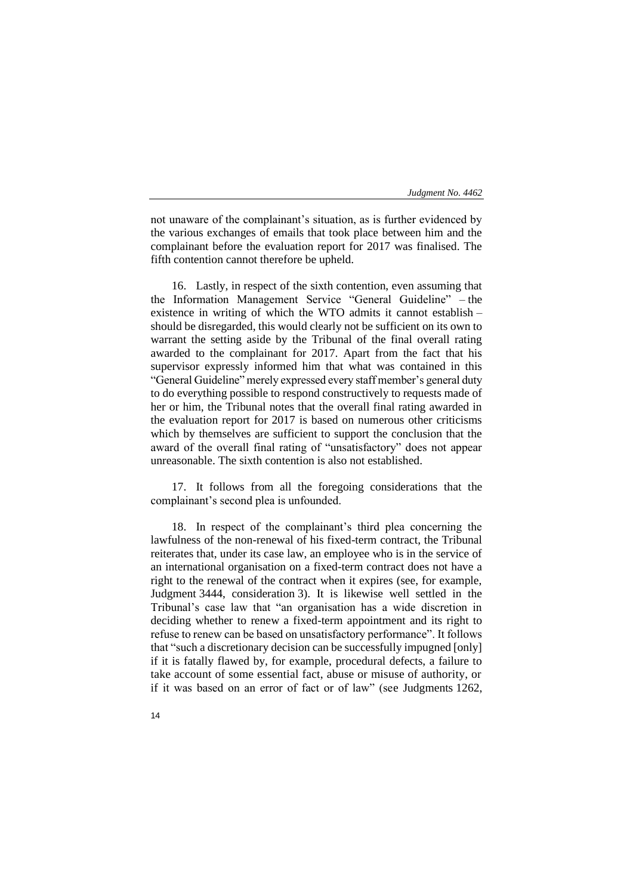not unaware of the complainant's situation, as is further evidenced by the various exchanges of emails that took place between him and the complainant before the evaluation report for 2017 was finalised. The fifth contention cannot therefore be upheld.

16. Lastly, in respect of the sixth contention, even assuming that the Information Management Service "General Guideline" – the existence in writing of which the WTO admits it cannot establish – should be disregarded, this would clearly not be sufficient on its own to warrant the setting aside by the Tribunal of the final overall rating awarded to the complainant for 2017. Apart from the fact that his supervisor expressly informed him that what was contained in this "General Guideline" merely expressed every staff member's general duty to do everything possible to respond constructively to requests made of her or him, the Tribunal notes that the overall final rating awarded in the evaluation report for 2017 is based on numerous other criticisms which by themselves are sufficient to support the conclusion that the award of the overall final rating of "unsatisfactory" does not appear unreasonable. The sixth contention is also not established.

17. It follows from all the foregoing considerations that the complainant's second plea is unfounded.

18. In respect of the complainant's third plea concerning the lawfulness of the non-renewal of his fixed-term contract, the Tribunal reiterates that, under its case law, an employee who is in the service of an international organisation on a fixed-term contract does not have a right to the renewal of the contract when it expires (see, for example, Judgment 3444, consideration 3). It is likewise well settled in the Tribunal's case law that "an organisation has a wide discretion in deciding whether to renew a fixed-term appointment and its right to refuse to renew can be based on unsatisfactory performance". It follows that "such a discretionary decision can be successfully impugned [only] if it is fatally flawed by, for example, procedural defects, a failure to take account of some essential fact, abuse or misuse of authority, or if it was based on an error of fact or of law" (see Judgments 1262,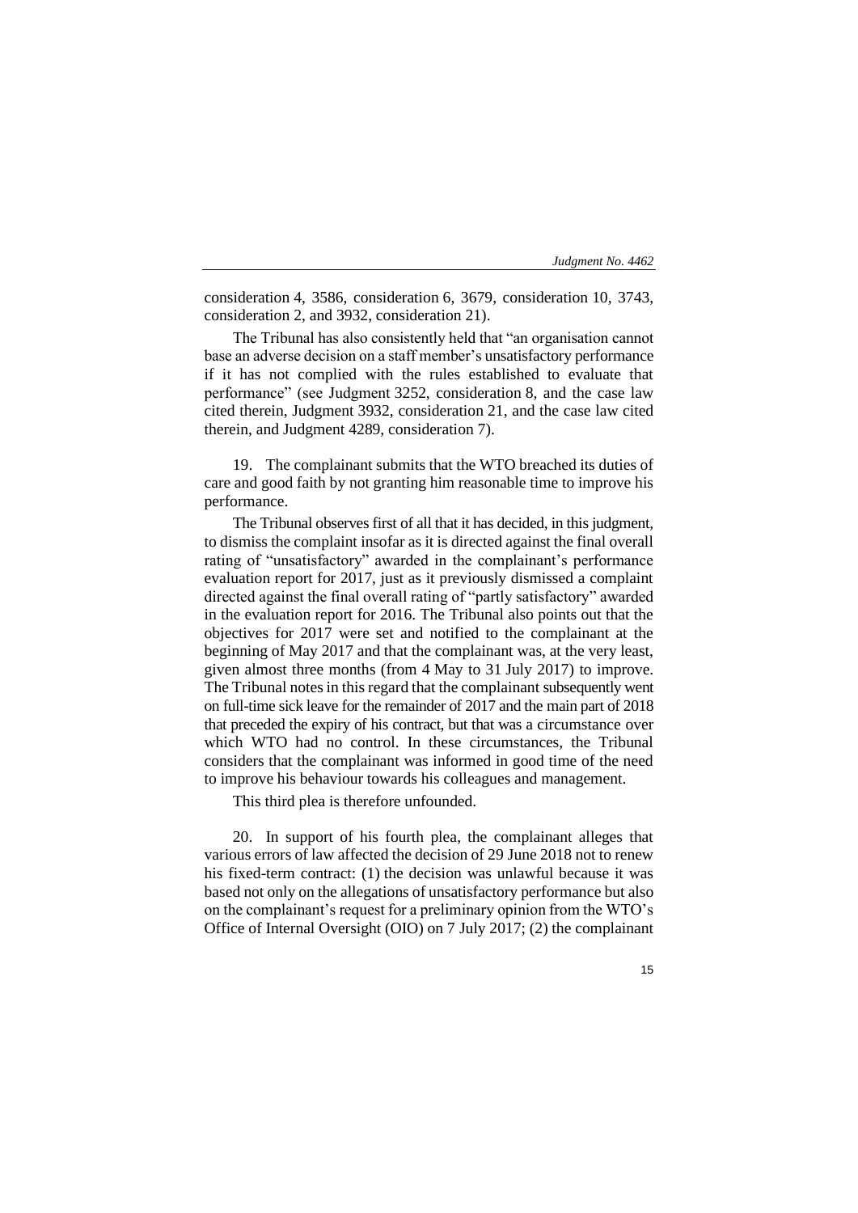consideration 4, 3586, consideration 6, 3679, consideration 10, 3743, consideration 2, and 3932, consideration 21).

The Tribunal has also consistently held that "an organisation cannot base an adverse decision on a staff member's unsatisfactory performance if it has not complied with the rules established to evaluate that performance" (see Judgment 3252, consideration 8, and the case law cited therein, Judgment 3932, consideration 21, and the case law cited therein, and Judgment 4289, consideration 7).

19. The complainant submits that the WTO breached its duties of care and good faith by not granting him reasonable time to improve his performance.

The Tribunal observes first of all that it has decided, in this judgment, to dismiss the complaint insofar as it is directed against the final overall rating of "unsatisfactory" awarded in the complainant's performance evaluation report for 2017, just as it previously dismissed a complaint directed against the final overall rating of "partly satisfactory" awarded in the evaluation report for 2016. The Tribunal also points out that the objectives for 2017 were set and notified to the complainant at the beginning of May 2017 and that the complainant was, at the very least, given almost three months (from 4 May to 31 July 2017) to improve. The Tribunal notes in this regard that the complainant subsequently went on full-time sick leave for the remainder of 2017 and the main part of 2018 that preceded the expiry of his contract, but that was a circumstance over which WTO had no control. In these circumstances, the Tribunal considers that the complainant was informed in good time of the need to improve his behaviour towards his colleagues and management.

This third plea is therefore unfounded.

20. In support of his fourth plea, the complainant alleges that various errors of law affected the decision of 29 June 2018 not to renew his fixed-term contract: (1) the decision was unlawful because it was based not only on the allegations of unsatisfactory performance but also on the complainant's request for a preliminary opinion from the WTO's Office of Internal Oversight (OIO) on 7 July 2017; (2) the complainant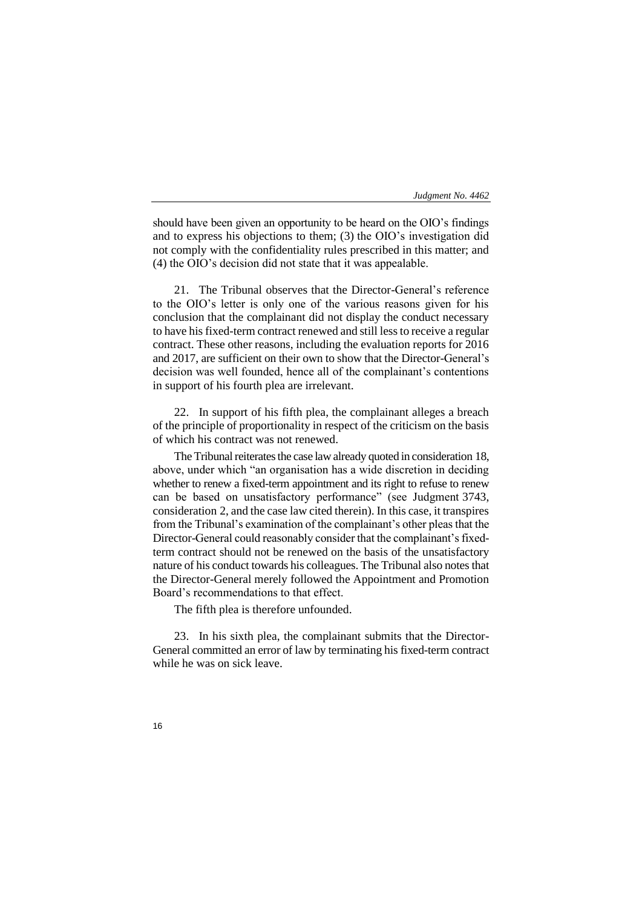should have been given an opportunity to be heard on the OIO's findings and to express his objections to them; (3) the OIO's investigation did not comply with the confidentiality rules prescribed in this matter; and (4) the OIO's decision did not state that it was appealable.

21. The Tribunal observes that the Director-General's reference to the OIO's letter is only one of the various reasons given for his conclusion that the complainant did not display the conduct necessary to have his fixed-term contract renewed and still less to receive a regular contract. These other reasons, including the evaluation reports for 2016 and 2017, are sufficient on their own to show that the Director-General's decision was well founded, hence all of the complainant's contentions in support of his fourth plea are irrelevant.

22. In support of his fifth plea, the complainant alleges a breach of the principle of proportionality in respect of the criticism on the basis of which his contract was not renewed.

The Tribunal reiterates the case law already quoted in consideration 18, above, under which "an organisation has a wide discretion in deciding whether to renew a fixed-term appointment and its right to refuse to renew can be based on unsatisfactory performance" (see Judgment 3743, consideration 2, and the case law cited therein). In this case, it transpires from the Tribunal's examination of the complainant's other pleas that the Director-General could reasonably consider that the complainant's fixed-term contract should not be renewed on the basis of the unsatisfactory nature of his conduct towards his colleagues. The Tribunal also notes that the Director-General merely followed the Appointment and Promotion Board's recommendations to that effect.

The fifth plea is therefore unfounded.

23. In his sixth plea, the complainant submits that the Director-General committed an error of law by terminating his fixed-term contract while he was on sick leave.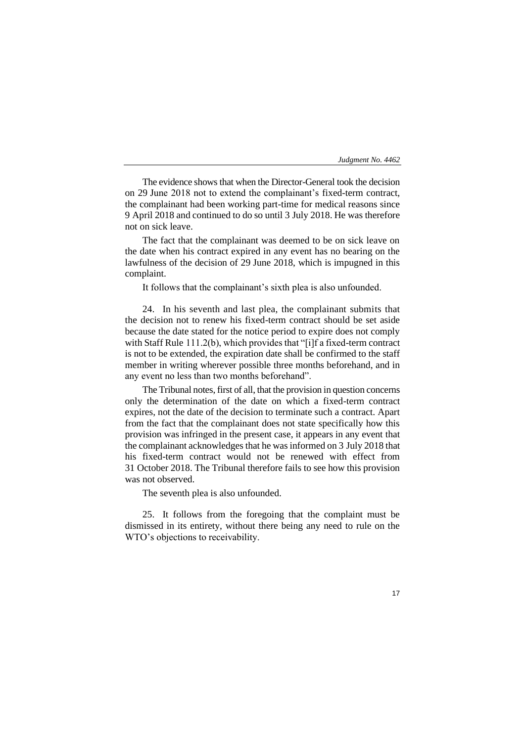The evidence shows that when the Director-General took the decision on 29 June 2018 not to extend the complainant's fixed-term contract, the complainant had been working part-time for medical reasons since 9 April 2018 and continued to do so until 3 July 2018. He was therefore not on sick leave.

The fact that the complainant was deemed to be on sick leave on the date when his contract expired in any event has no bearing on the lawfulness of the decision of 29 June 2018, which is impugned in this complaint.

It follows that the complainant's sixth plea is also unfounded.

24. In his seventh and last plea, the complainant submits that the decision not to renew his fixed-term contract should be set aside because the date stated for the notice period to expire does not comply with Staff Rule 111.2(b), which provides that "[i]f a fixed-term contract is not to be extended, the expiration date shall be confirmed to the staff member in writing wherever possible three months beforehand, and in any event no less than two months beforehand".

The Tribunal notes, first of all, that the provision in question concerns only the determination of the date on which a fixed-term contract expires, not the date of the decision to terminate such a contract. Apart from the fact that the complainant does not state specifically how this provision was infringed in the present case, it appears in any event that the complainant acknowledges that he was informed on 3 July 2018 that his fixed-term contract would not be renewed with effect from 31 October 2018. The Tribunal therefore fails to see how this provision was not observed.

The seventh plea is also unfounded.

25. It follows from the foregoing that the complaint must be dismissed in its entirety, without there being any need to rule on the WTO's objections to receivability.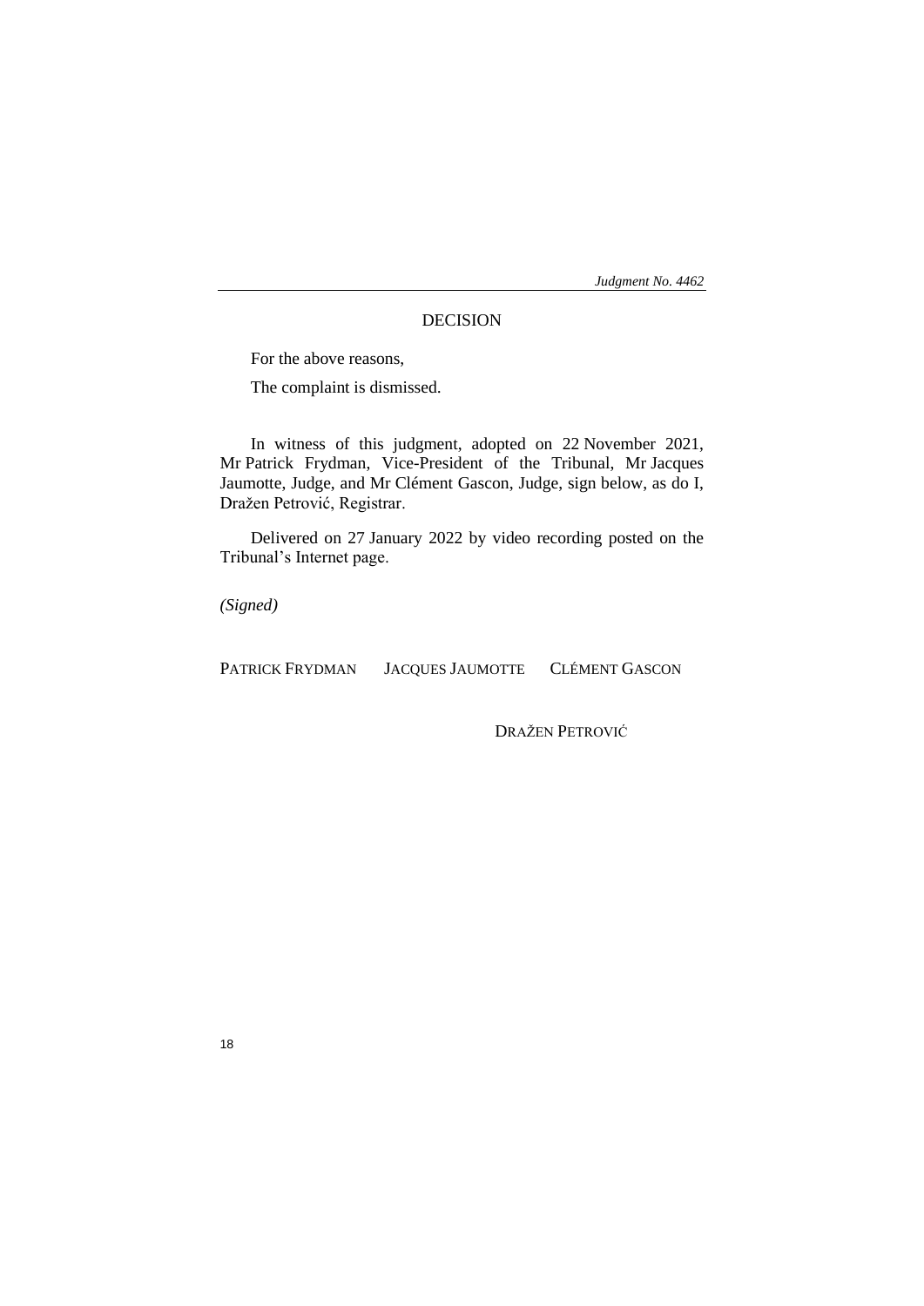## DECISION

For the above reasons,

The complaint is dismissed.

In witness of this judgment, adopted on 22 November 2021, Mr Patrick Frydman, Vice-President of the Tribunal, Mr Jacques Jaumotte, Judge, and Mr Clément Gascon, Judge, sign below, as do I, Dražen Petrović, Registrar.

Delivered on 27 January 2022 by video recording posted on the Tribunal's Internet page.

*(Signed)*

PATRICK FRYDMAN JACQUES JAUMOTTE CLÉMENT GASCON

DRAŽEN PETROVIĆ